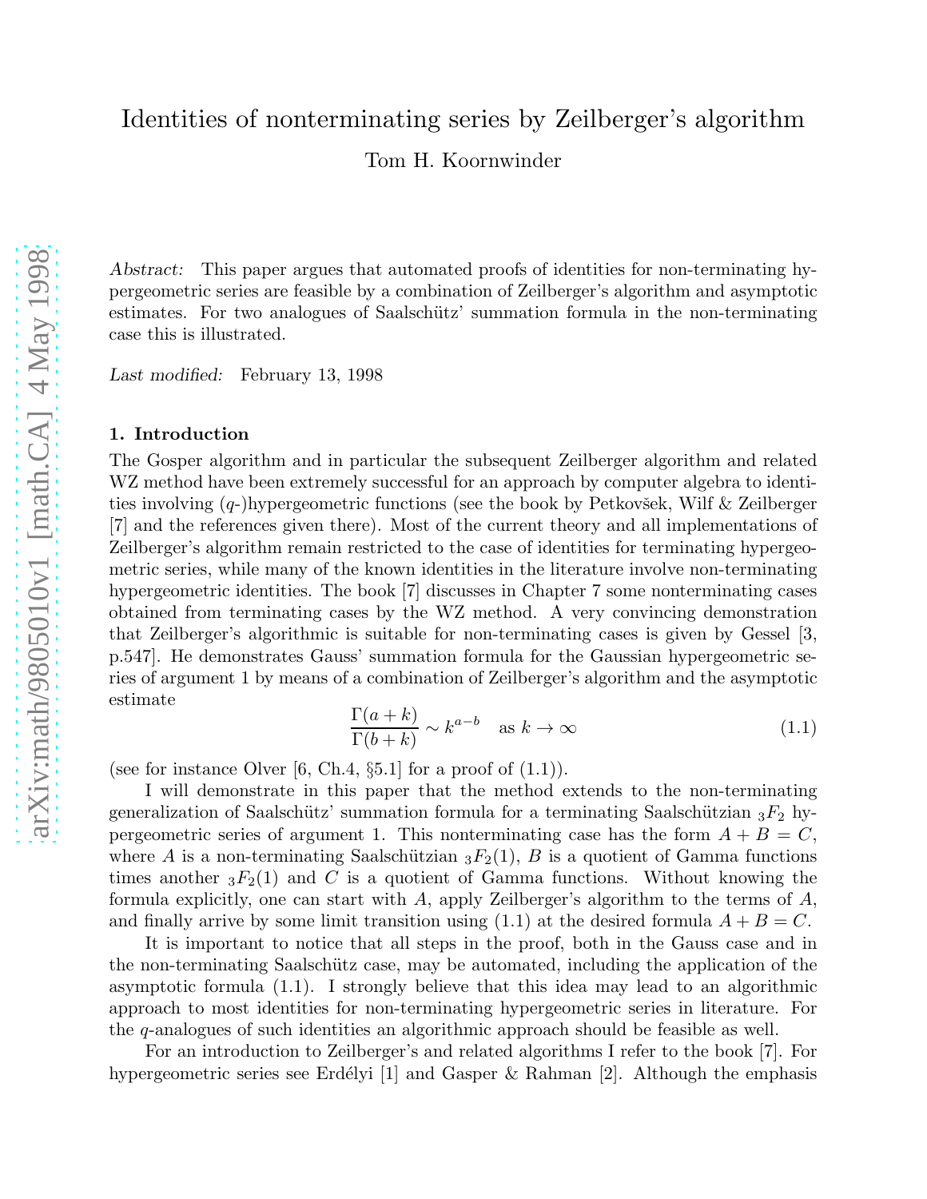# Identities of nonterminating series by Zeilberger's algorithm

Tom H. Koornwinder

*Abstract:* This paper argues that automated proofs of identities for non-terminating hypergeometric series are feasible by a combination of Zeilberger's algorithm and asymptotic estimates. For two analogues of Saalschütz' summation formula in the non-terminating case this is illustrated.

*Last modified:* February 13, 1998

### 1. Introduction

The Gosper algorithm and in particular the subsequent Zeilberger algorithm and related WZ method have been extremely successful for an approach by computer algebra to identities involving ($q$-)hypergeometric functions (see the book by Petkovšek, Wilf & Zeilberger [7] and the references given there). Most of the current theory and all implementations of Zeilberger's algorithm remain restricted to the case of identities for terminating hypergeometric series, while many of the known identities in the literature involve non-terminating hypergeometric identities. The book [7] discusses in Chapter 7 some nonterminating cases obtained from terminating cases by the WZ method. A very convincing demonstration that Zeilberger's algorithmic is suitable for non-terminating cases is given by Gessel [3, p.547]. He demonstrates Gauss' summation formula for the Gaussian hypergeometric series of argument 1 by means of a combination of Zeilberger's algorithm and the asymptotic estimate

$$\frac{\Gamma(a+k)}{\Gamma(b+k)} \sim k^{a-b} \quad \text{as } k \to \infty \tag{1.1}$$

(see for instance Olver [6, Ch.4, §5.1] for a proof of (1.1)).

I will demonstrate in this paper that the method extends to the non-terminating generalization of Saalschütz' summation formula for a terminating Saalschützian ${}_3F_2$ hypergeometric series of argument 1. This nonterminating case has the form $A + B = C$, where $A$ is a non-terminating Saalschützian ${}_3F_2(1)$, $B$ is a quotient of Gamma functions times another ${}_3F_2(1)$ and $C$ is a quotient of Gamma functions. Without knowing the formula explicitly, one can start with $A$, apply Zeilberger's algorithm to the terms of $A$, and finally arrive by some limit transition using (1.1) at the desired formula $A + B = C$.

It is important to notice that all steps in the proof, both in the Gauss case and in the non-terminating Saalschütz case, may be automated, including the application of the asymptotic formula (1.1). I strongly believe that this idea may lead to an algorithmic approach to most identities for non-terminating hypergeometric series in literature. For the $q$-analogues of such identities an algorithmic approach should be feasible as well.

For an introduction to Zeilberger's and related algorithms I refer to the book [7]. For hypergeometric series see Erdélyi [1] and Gasper & Rahman [2]. Although the emphasis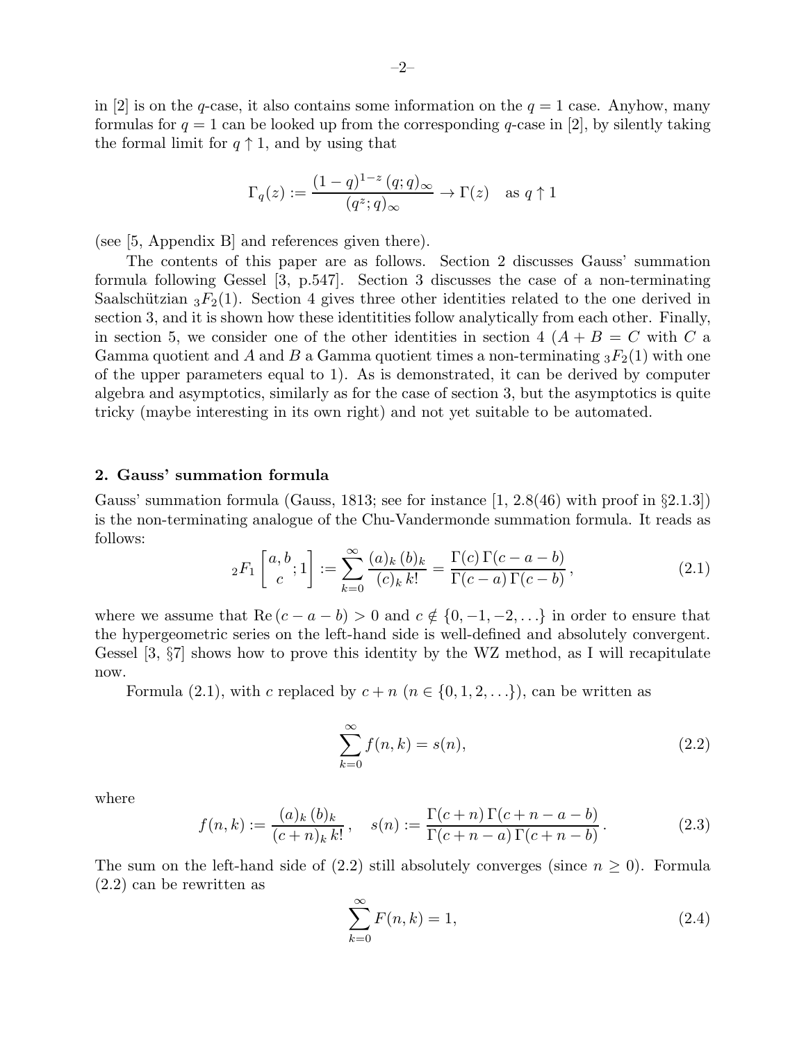in [2] is on the $q$-case, it also contains some information on the $q = 1$ case. Anyhow, many formulas for $q = 1$ can be looked up from the corresponding $q$-case in [2], by silently taking the formal limit for $q \uparrow 1$, and by using that

$$\Gamma_q(z) := \frac{(1-q)^{1-z}\,(q;q)_\infty}{(q^z;q)_\infty} \to \Gamma(z) \quad \text{as } q \uparrow 1$$

(see [5, Appendix B] and references given there).

The contents of this paper are as follows. Section 2 discusses Gauss' summation formula following Gessel [3, p.547]. Section 3 discusses the case of a non-terminating Saalschützian ${}_3F_2(1)$. Section 4 gives three other identities related to the one derived in section 3, and it is shown how these identitities follow analytically from each other. Finally, in section 5, we consider one of the other identities in section 4 ($A + B = C$ with $C$ a Gamma quotient and $A$ and $B$ a Gamma quotient times a non-terminating ${}_3F_2(1)$ with one of the upper parameters equal to 1). As is demonstrated, it can be derived by computer algebra and asymptotics, similarly as for the case of section 3, but the asymptotics is quite tricky (maybe interesting in its own right) and not yet suitable to be automated.

## 2. Gauss' summation formula

Gauss' summation formula (Gauss, 1813; see for instance [1, 2.8(46) with proof in §2.1.3]) is the non-terminating analogue of the Chu-Vandermonde summation formula. It reads as follows:

$${}_2F_1\left[\begin{matrix} a, b \\ c \end{matrix}; 1\right] := \sum_{k=0}^{\infty} \frac{(a)_k\,(b)_k}{(c)_k\,k!} = \frac{\Gamma(c)\,\Gamma(c-a-b)}{\Gamma(c-a)\,\Gamma(c-b)}\,, \tag{2.1}$$

where we assume that $\mathrm{Re}\,(c-a-b) > 0$ and $c \notin \{0, -1, -2, \ldots\}$ in order to ensure that the hypergeometric series on the left-hand side is well-defined and absolutely convergent. Gessel [3, §7] shows how to prove this identity by the WZ method, as I will recapitulate now.

Formula (2.1), with $c$ replaced by $c + n$ ($n \in \{0, 1, 2, \ldots\}$), can be written as

$$\sum_{k=0}^{\infty} f(n,k) = s(n), \tag{2.2}$$

where

$$f(n,k) := \frac{(a)_k\,(b)_k}{(c+n)_k\,k!}\,, \quad s(n) := \frac{\Gamma(c+n)\,\Gamma(c+n-a-b)}{\Gamma(c+n-a)\,\Gamma(c+n-b)}\,. \tag{2.3}$$

The sum on the left-hand side of (2.2) still absolutely converges (since $n \geq 0$). Formula (2.2) can be rewritten as

$$\sum_{k=0}^{\infty} F(n,k) = 1, \tag{2.4}$$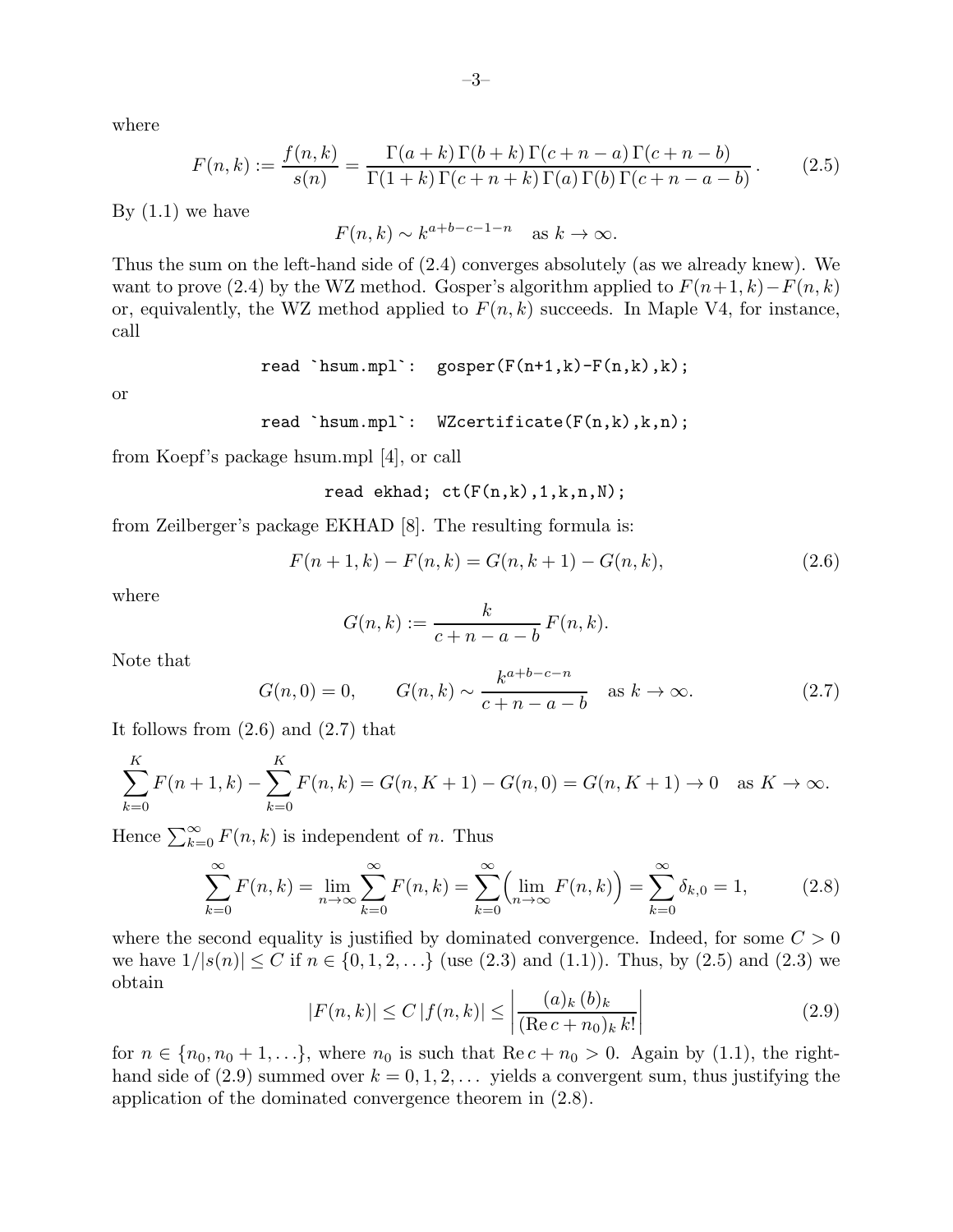where

$$F(n,k) := \frac{f(n,k)}{s(n)} = \frac{\Gamma(a+k)\,\Gamma(b+k)\,\Gamma(c+n-a)\,\Gamma(c+n-b)}{\Gamma(1+k)\,\Gamma(c+n+k)\,\Gamma(a)\,\Gamma(b)\,\Gamma(c+n-a-b)}. \tag{2.5}$$

By (1.1) we have

$$F(n,k) \sim k^{a+b-c-1-n} \quad \text{as } k \to \infty.$$

Thus the sum on the left-hand side of (2.4) converges absolutely (as we already knew). We want to prove (2.4) by the WZ method. Gosper's algorithm applied to $F(n+1,k)-F(n,k)$ or, equivalently, the WZ method applied to $F(n,k)$ succeeds. In Maple V4, for instance, call

```
read `hsum.mpl`:  gosper(F(n+1,k)-F(n,k),k);
```

or

```
read `hsum.mpl`:  WZcertificate(F(n,k),k,n);
```

from Koepf's package hsum.mpl [4], or call

```
read ekhad; ct(F(n,k),1,k,n,N);
```

from Zeilberger's package EKHAD [8]. The resulting formula is:

$$F(n+1,k) - F(n,k) = G(n,k+1) - G(n,k), \tag{2.6}$$

where

$$G(n,k) := \frac{k}{c+n-a-b}\,F(n,k).$$

Note that

$$G(n,0) = 0, \qquad G(n,k) \sim \frac{k^{a+b-c-n}}{c+n-a-b} \quad \text{as } k \to \infty. \tag{2.7}$$

It follows from (2.6) and (2.7) that

$$\sum_{k=0}^{K} F(n+1,k) - \sum_{k=0}^{K} F(n,k) = G(n,K+1) - G(n,0) = G(n,K+1) \to 0 \quad \text{as } K \to \infty.$$

Hence $\sum_{k=0}^{\infty} F(n,k)$ is independent of $n$. Thus

$$\sum_{k=0}^{\infty} F(n,k) = \lim_{n\to\infty} \sum_{k=0}^{\infty} F(n,k) = \sum_{k=0}^{\infty} \Bigl( \lim_{n\to\infty} F(n,k) \Bigr) = \sum_{k=0}^{\infty} \delta_{k,0} = 1, \tag{2.8}$$

where the second equality is justified by dominated convergence. Indeed, for some $C > 0$ we have $1/|s(n)| \le C$ if $n \in \{0,1,2,\ldots\}$ (use (2.3) and (1.1)). Thus, by (2.5) and (2.3) we obtain

$$|F(n,k)| \le C\,|f(n,k)| \le \left| \frac{(a)_k\,(b)_k}{(\operatorname{Re} c + n_0)_k\,k!} \right| \tag{2.9}$$

for $n \in \{n_0, n_0+1, \ldots\}$, where $n_0$ is such that $\operatorname{Re} c + n_0 > 0$. Again by (1.1), the right-hand side of (2.9) summed over $k = 0,1,2,\ldots$ yields a convergent sum, thus justifying the application of the dominated convergence theorem in (2.8).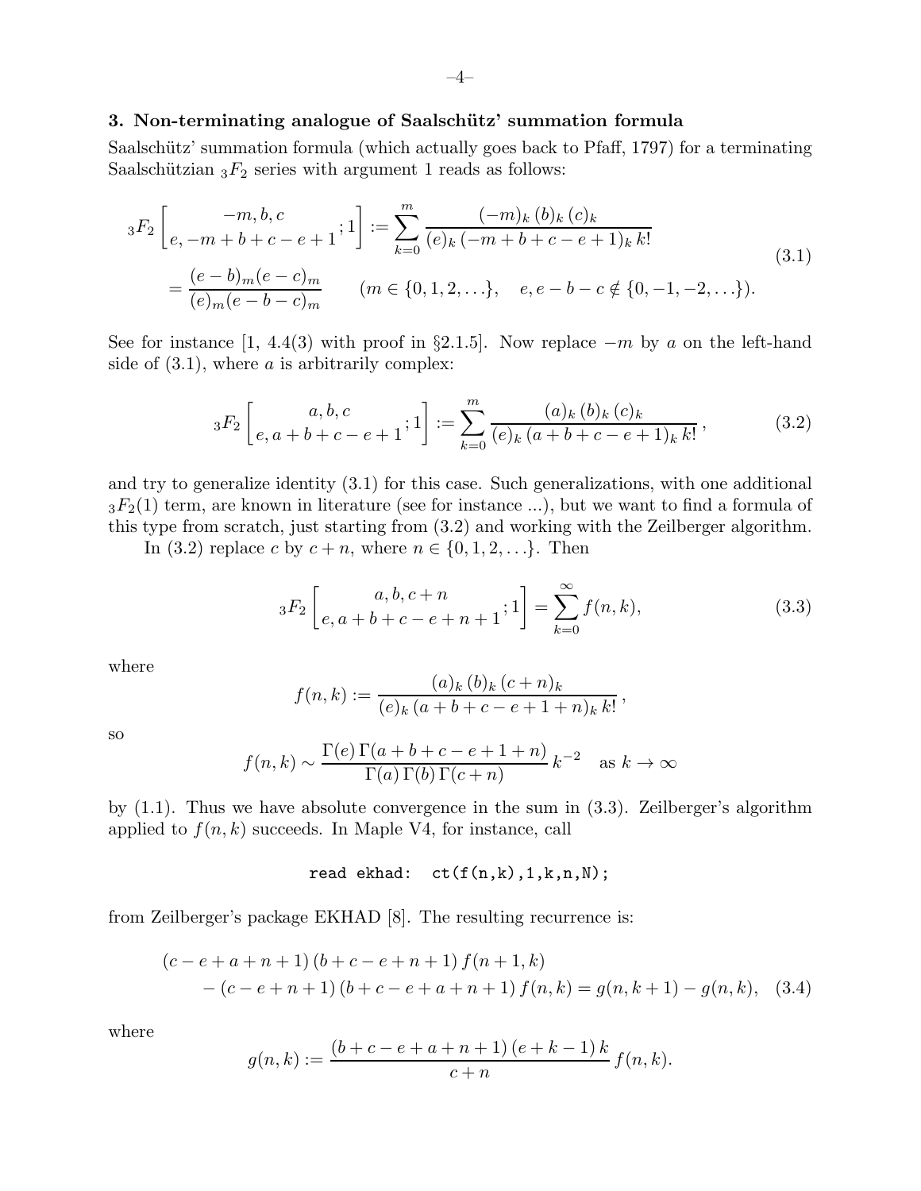## 3. Non-terminating analogue of Saalschütz' summation formula

Saalschütz' summation formula (which actually goes back to Pfaff, 1797) for a terminating Saalschützian ${}_3F_2$ series with argument 1 reads as follows:

$$
\begin{aligned}
{}_3F_2\left[\begin{matrix}-m, b, c\\ e, -m+b+c-e+1\end{matrix}; 1\right] &:= \sum_{k=0}^{m} \frac{(-m)_k\,(b)_k\,(c)_k}{(e)_k\,(-m+b+c-e+1)_k\,k!} \\
&= \frac{(e-b)_m(e-c)_m}{(e)_m(e-b-c)_m} \qquad (m \in \{0,1,2,\ldots\}, \quad e, e-b-c \notin \{0,-1,-2,\ldots\}).
\end{aligned}
\tag{3.1}
$$

See for instance [1, 4.4(3) with proof in §2.1.5]. Now replace $-m$ by $a$ on the left-hand side of (3.1), where $a$ is arbitrarily complex:

$$
{}_3F_2\left[\begin{matrix}a, b, c\\ e, a+b+c-e+1\end{matrix}; 1\right] := \sum_{k=0}^{m} \frac{(a)_k\,(b)_k\,(c)_k}{(e)_k\,(a+b+c-e+1)_k\,k!}\,,
\tag{3.2}
$$

and try to generalize identity (3.1) for this case. Such generalizations, with one additional ${}_3F_2(1)$ term, are known in literature (see for instance ...), but we want to find a formula of this type from scratch, just starting from (3.2) and working with the Zeilberger algorithm.

In (3.2) replace $c$ by $c+n$, where $n \in \{0,1,2,\ldots\}$. Then

$$
{}_3F_2\left[\begin{matrix}a, b, c+n\\ e, a+b+c-e+n+1\end{matrix}; 1\right] = \sum_{k=0}^{\infty} f(n,k),
\tag{3.3}
$$

where

$$
f(n,k) := \frac{(a)_k\,(b)_k\,(c+n)_k}{(e)_k\,(a+b+c-e+1+n)_k\,k!}\,,
$$

so

$$
f(n,k) \sim \frac{\Gamma(e)\,\Gamma(a+b+c-e+1+n)}{\Gamma(a)\,\Gamma(b)\,\Gamma(c+n)}\,k^{-2} \quad \text{as } k \to \infty
$$

by (1.1). Thus we have absolute convergence in the sum in (3.3). Zeilberger's algorithm applied to $f(n,k)$ succeeds. In Maple V4, for instance, call

```
read ekhad:  ct(f(n,k),1,k,n,N);
```

from Zeilberger's package EKHAD [8]. The resulting recurrence is:

$$
\begin{aligned}
&(c-e+a+n+1)\,(b+c-e+n+1)\,f(n+1,k) \\
&\quad -(c-e+n+1)\,(b+c-e+a+n+1)\,f(n,k) = g(n,k+1) - g(n,k),
\end{aligned}
\tag{3.4}
$$

where

$$
g(n,k) := \frac{(b+c-e+a+n+1)\,(e+k-1)\,k}{c+n}\,f(n,k).
$$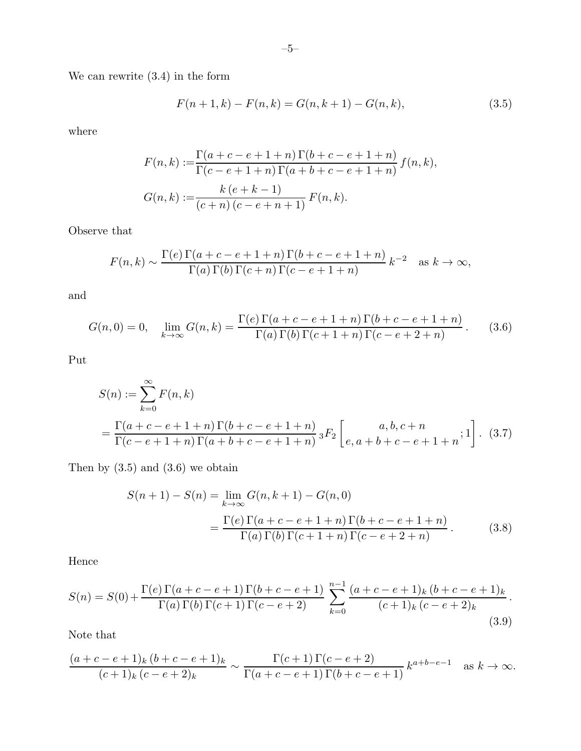We can rewrite (3.4) in the form

$$F(n+1,k) - F(n,k) = G(n,k+1) - G(n,k), \tag{3.5}$$

where

$$\begin{aligned} F(n,k) :=& \frac{\Gamma(a+c-e+1+n)\,\Gamma(b+c-e+1+n)}{\Gamma(c-e+1+n)\,\Gamma(a+b+c-e+1+n)}\, f(n,k), \\ G(n,k) :=& \frac{k\,(e+k-1)}{(c+n)\,(c-e+n+1)}\, F(n,k). \end{aligned}$$

Observe that

$$F(n,k) \sim \frac{\Gamma(e)\,\Gamma(a+c-e+1+n)\,\Gamma(b+c-e+1+n)}{\Gamma(a)\,\Gamma(b)\,\Gamma(c+n)\,\Gamma(c-e+1+n)}\, k^{-2} \quad \text{as } k \to \infty,$$

and

$$G(n,0) = 0, \quad \lim_{k\to\infty} G(n,k) = \frac{\Gamma(e)\,\Gamma(a+c-e+1+n)\,\Gamma(b+c-e+1+n)}{\Gamma(a)\,\Gamma(b)\,\Gamma(c+1+n)\,\Gamma(c-e+2+n)}. \tag{3.6}$$

Put

$$\begin{aligned} S(n) :=& \sum_{k=0}^{\infty} F(n,k) \\ =& \frac{\Gamma(a+c-e+1+n)\,\Gamma(b+c-e+1+n)}{\Gamma(c-e+1+n)\,\Gamma(a+b+c-e+1+n)}\, {}_3F_2\left[\begin{matrix} a, b, c+n \\ e, a+b+c-e+1+n \end{matrix}; 1\right]. \end{aligned} \tag{3.7}$$

Then by (3.5) and (3.6) we obtain

$$\begin{aligned} S(n+1) - S(n) &= \lim_{k\to\infty} G(n,k+1) - G(n,0) \\ &= \frac{\Gamma(e)\,\Gamma(a+c-e+1+n)\,\Gamma(b+c-e+1+n)}{\Gamma(a)\,\Gamma(b)\,\Gamma(c+1+n)\,\Gamma(c-e+2+n)}. \end{aligned} \tag{3.8}$$

Hence

$$S(n) = S(0) + \frac{\Gamma(e)\,\Gamma(a+c-e+1)\,\Gamma(b+c-e+1)}{\Gamma(a)\,\Gamma(b)\,\Gamma(c+1)\,\Gamma(c-e+2)} \sum_{k=0}^{n-1} \frac{(a+c-e+1)_k\,(b+c-e+1)_k}{(c+1)_k\,(c-e+2)_k}. \tag{3.9}$$

Note that

$$\frac{(a+c-e+1)_k\,(b+c-e+1)_k}{(c+1)_k\,(c-e+2)_k} \sim \frac{\Gamma(c+1)\,\Gamma(c-e+2)}{\Gamma(a+c-e+1)\,\Gamma(b+c-e+1)}\, k^{a+b-e-1} \quad \text{as } k \to \infty.$$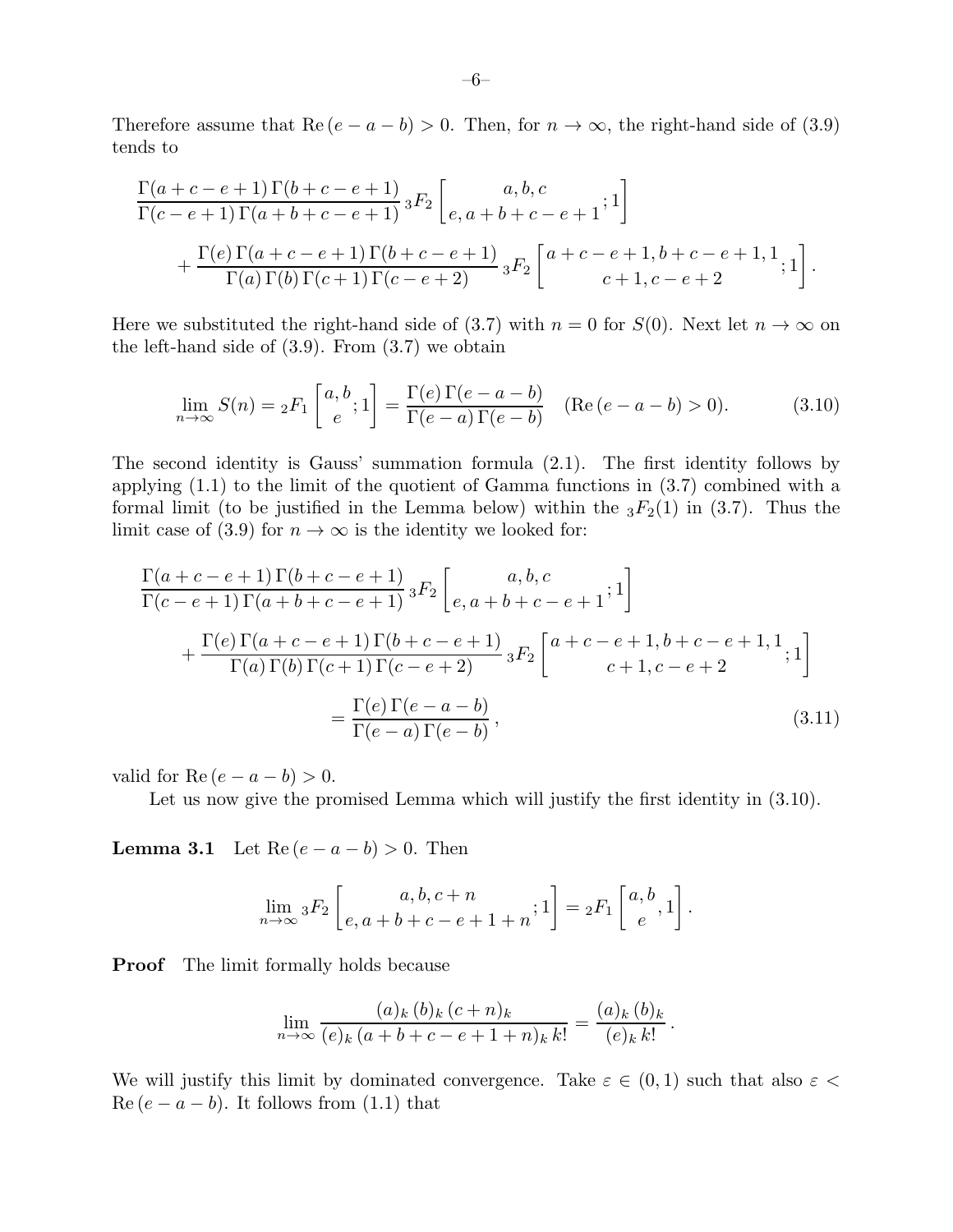Therefore assume that $\mathrm{Re}\,(e-a-b)>0$. Then, for $n\to\infty$, the right-hand side of (3.9) tends to

$$\frac{\Gamma(a+c-e+1)\,\Gamma(b+c-e+1)}{\Gamma(c-e+1)\,\Gamma(a+b+c-e+1)}\,{}_3F_2\left[\begin{matrix}a,b,c\\ e,a+b+c-e+1\end{matrix};1\right]$$
$$+\frac{\Gamma(e)\,\Gamma(a+c-e+1)\,\Gamma(b+c-e+1)}{\Gamma(a)\,\Gamma(b)\,\Gamma(c+1)\,\Gamma(c-e+2)}\,{}_3F_2\left[\begin{matrix}a+c-e+1,b+c-e+1,1\\ c+1,c-e+2\end{matrix};1\right].$$

Here we substituted the right-hand side of (3.7) with $n=0$ for $S(0)$. Next let $n\to\infty$ on the left-hand side of (3.9). From (3.7) we obtain

$$\lim_{n\to\infty}S(n)={}_2F_1\left[\begin{matrix}a,b\\ e\end{matrix};1\right]=\frac{\Gamma(e)\,\Gamma(e-a-b)}{\Gamma(e-a)\,\Gamma(e-b)}\quad(\mathrm{Re}\,(e-a-b)>0).\tag{3.10}$$

The second identity is Gauss' summation formula (2.1). The first identity follows by applying (1.1) to the limit of the quotient of Gamma functions in (3.7) combined with a formal limit (to be justified in the Lemma below) within the ${}_3F_2(1)$ in (3.7). Thus the limit case of (3.9) for $n\to\infty$ is the identity we looked for:

$$\frac{\Gamma(a+c-e+1)\,\Gamma(b+c-e+1)}{\Gamma(c-e+1)\,\Gamma(a+b+c-e+1)}\,{}_3F_2\left[\begin{matrix}a,b,c\\ e,a+b+c-e+1\end{matrix};1\right]$$
$$+\frac{\Gamma(e)\,\Gamma(a+c-e+1)\,\Gamma(b+c-e+1)}{\Gamma(a)\,\Gamma(b)\,\Gamma(c+1)\,\Gamma(c-e+2)}\,{}_3F_2\left[\begin{matrix}a+c-e+1,b+c-e+1,1\\ c+1,c-e+2\end{matrix};1\right]$$
$$=\frac{\Gamma(e)\,\Gamma(e-a-b)}{\Gamma(e-a)\,\Gamma(e-b)},\tag{3.11}$$

valid for $\mathrm{Re}\,(e-a-b)>0$.

Let us now give the promised Lemma which will justify the first identity in (3.10).

**Lemma 3.1** Let $\mathrm{Re}\,(e-a-b)>0$. Then

$$\lim_{n\to\infty}{}_3F_2\left[\begin{matrix}a,b,c+n\\ e,a+b+c-e+1+n\end{matrix};1\right]={}_2F_1\left[\begin{matrix}a,b\\ e\end{matrix},1\right].$$

**Proof** The limit formally holds because

$$\lim_{n\to\infty}\frac{(a)_k\,(b)_k\,(c+n)_k}{(e)_k\,(a+b+c-e+1+n)_k\,k!}=\frac{(a)_k\,(b)_k}{(e)_k\,k!}.$$

We will justify this limit by dominated convergence. Take $\varepsilon\in(0,1)$ such that also $\varepsilon<\mathrm{Re}\,(e-a-b)$. It follows from (1.1) that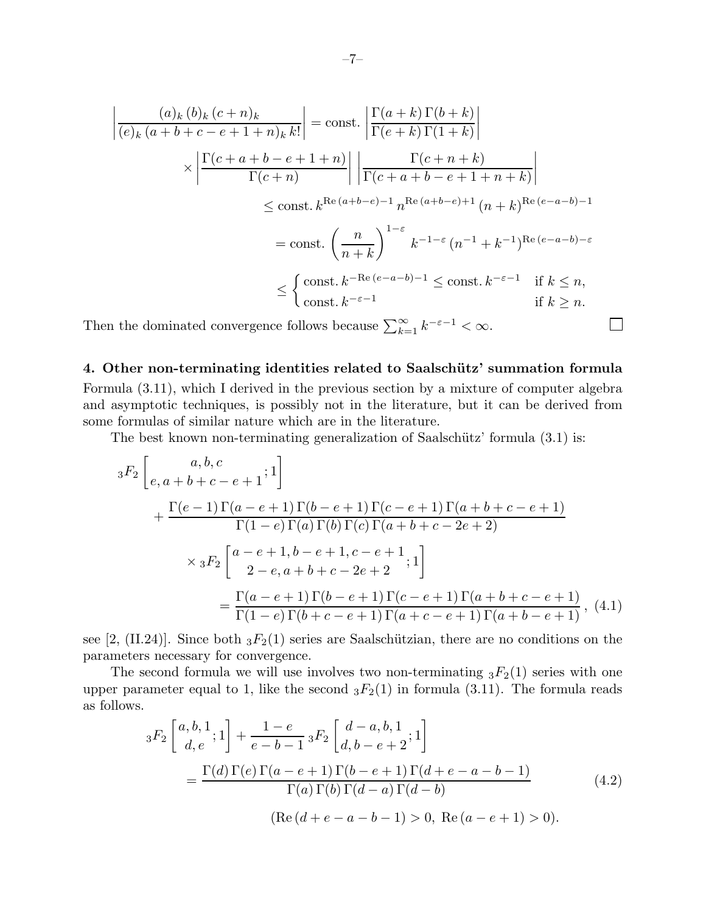$$
\begin{aligned}
\left| \frac{(a)_k\,(b)_k\,(c+n)_k}{(e)_k\,(a+b+c-e+1+n)_k\,k!} \right| &= \text{const.}\, \left| \frac{\Gamma(a+k)\,\Gamma(b+k)}{\Gamma(e+k)\,\Gamma(1+k)} \right| \\
&\quad \times \left| \frac{\Gamma(c+a+b-e+1+n)}{\Gamma(c+n)} \right| \, \left| \frac{\Gamma(c+n+k)}{\Gamma(c+a+b-e+1+n+k)} \right| \\
&\le \text{const.}\, k^{\operatorname{Re}(a+b-e)-1}\, n^{\operatorname{Re}(a+b-e)+1}\, (n+k)^{\operatorname{Re}(e-a-b)-1} \\
&= \text{const.}\, \left( \frac{n}{n+k} \right)^{1-\varepsilon} k^{-1-\varepsilon}\, (n^{-1}+k^{-1})^{\operatorname{Re}(e-a-b)-\varepsilon} \\
&\le \begin{cases} \text{const.}\, k^{-\operatorname{Re}(e-a-b)-1} \le \text{const.}\, k^{-\varepsilon-1} & \text{if } k \le n, \\ \text{const.}\, k^{-\varepsilon-1} & \text{if } k \ge n. \end{cases}
\end{aligned}
$$

Then the dominated convergence follows because $\sum_{k=1}^{\infty} k^{-\varepsilon-1} < \infty$. □

**4. Other non-terminating identities related to Saalschütz' summation formula**

Formula (3.11), which I derived in the previous section by a mixture of computer algebra and asymptotic techniques, is possibly not in the literature, but it can be derived from some formulas of similar nature which are in the literature.

The best known non-terminating generalization of Saalschütz' formula (3.1) is:

$$
\begin{aligned}
&{}_3F_2 \left[ \begin{matrix} a, b, c \\ e, a+b+c-e+1 \end{matrix} ; 1 \right] \\
&\quad + \frac{\Gamma(e-1)\,\Gamma(a-e+1)\,\Gamma(b-e+1)\,\Gamma(c-e+1)\,\Gamma(a+b+c-e+1)}{\Gamma(1-e)\,\Gamma(a)\,\Gamma(b)\,\Gamma(c)\,\Gamma(a+b+c-2e+2)} \\
&\quad \times {}_3F_2 \left[ \begin{matrix} a-e+1, b-e+1, c-e+1 \\ 2-e, a+b+c-2e+2 \end{matrix} ; 1 \right] \\
&\qquad = \frac{\Gamma(a-e+1)\,\Gamma(b-e+1)\,\Gamma(c-e+1)\,\Gamma(a+b+c-e+1)}{\Gamma(1-e)\,\Gamma(b+c-e+1)\,\Gamma(a+c-e+1)\,\Gamma(a+b-e+1)}, \quad (4.1)
\end{aligned}
$$

see [2, (II.24)]. Since both ${}_3F_2(1)$ series are Saalschützian, there are no conditions on the parameters necessary for convergence.

The second formula we will use involves two non-terminating ${}_3F_2(1)$ series with one upper parameter equal to 1, like the second ${}_3F_2(1)$ in formula (3.11). The formula reads as follows.

$$
\begin{aligned}
&{}_3F_2 \left[ \begin{matrix} a, b, 1 \\ d, e \end{matrix} ; 1 \right] + \frac{1-e}{e-b-1}\, {}_3F_2 \left[ \begin{matrix} d-a, b, 1 \\ d, b-e+2 \end{matrix} ; 1 \right] \\
&\qquad = \frac{\Gamma(d)\,\Gamma(e)\,\Gamma(a-e+1)\,\Gamma(b-e+1)\,\Gamma(d+e-a-b-1)}{\Gamma(a)\,\Gamma(b)\,\Gamma(d-a)\,\Gamma(d-b)} \quad (4.2) \\
&\qquad\qquad (\operatorname{Re}(d+e-a-b-1) > 0,\ \operatorname{Re}(a-e+1) > 0).
\end{aligned}
$$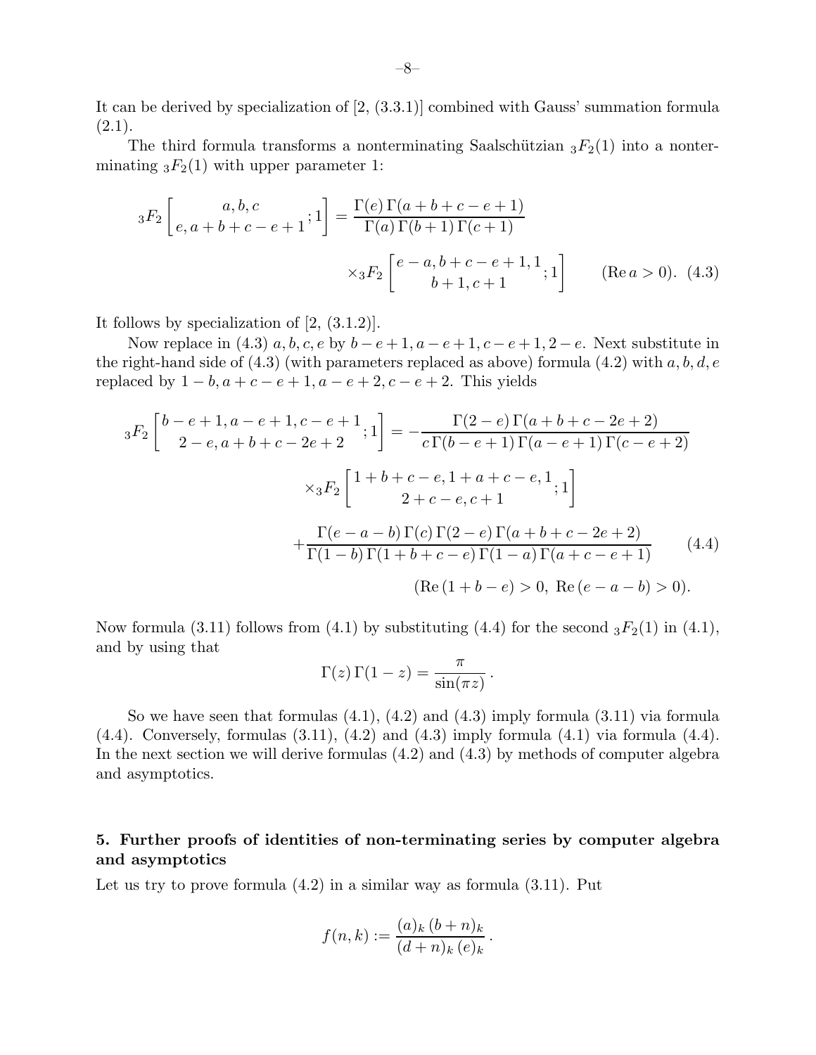It can be derived by specialization of [2, (3.3.1)] combined with Gauss' summation formula (2.1).

The third formula transforms a nonterminating Saalschützian ${}_3F_2(1)$ into a nonterminating ${}_3F_2(1)$ with upper parameter 1:

$$
{}_3F_2\left[\begin{matrix} a,b,c \\ e,a+b+c-e+1 \end{matrix};1\right] = \frac{\Gamma(e)\,\Gamma(a+b+c-e+1)}{\Gamma(a)\,\Gamma(b+1)\,\Gamma(c+1)} \times {}_3F_2\left[\begin{matrix} e-a,b+c-e+1,1 \\ b+1,c+1 \end{matrix};1\right] \qquad (\mathrm{Re}\,a>0). \tag{4.3}
$$

It follows by specialization of [2, (3.1.2)].

Now replace in (4.3) $a,b,c,e$ by $b-e+1,a-e+1,c-e+1,2-e$. Next substitute in the right-hand side of (4.3) (with parameters replaced as above) formula (4.2) with $a,b,d,e$ replaced by $1-b,a+c-e+1,a-e+2,c-e+2$. This yields

$$
\begin{aligned}
{}_3F_2\left[\begin{matrix} b-e+1,a-e+1,c-e+1 \\ 2-e,a+b+c-2e+2 \end{matrix};1\right] = &-\frac{\Gamma(2-e)\,\Gamma(a+b+c-2e+2)}{c\,\Gamma(b-e+1)\,\Gamma(a-e+1)\,\Gamma(c-e+2)} \\
&\times {}_3F_2\left[\begin{matrix} 1+b+c-e,1+a+c-e,1 \\ 2+c-e,c+1 \end{matrix};1\right] \\
&+\frac{\Gamma(e-a-b)\,\Gamma(c)\,\Gamma(2-e)\,\Gamma(a+b+c-2e+2)}{\Gamma(1-b)\,\Gamma(1+b+c-e)\,\Gamma(1-a)\,\Gamma(a+c-e+1)} \\
&(\mathrm{Re}\,(1+b-e)>0,\ \mathrm{Re}\,(e-a-b)>0).
\end{aligned} \tag{4.4}
$$

Now formula (3.11) follows from (4.1) by substituting (4.4) for the second ${}_3F_2(1)$ in (4.1), and by using that

$$
\Gamma(z)\,\Gamma(1-z) = \frac{\pi}{\sin(\pi z)}\,.
$$

So we have seen that formulas (4.1), (4.2) and (4.3) imply formula (3.11) via formula (4.4). Conversely, formulas (3.11), (4.2) and (4.3) imply formula (4.1) via formula (4.4). In the next section we will derive formulas (4.2) and (4.3) by methods of computer algebra and asymptotics.

## 5. Further proofs of identities of non-terminating series by computer algebra and asymptotics

Let us try to prove formula (4.2) in a similar way as formula (3.11). Put

$$
f(n,k) := \frac{(a)_k\,(b+n)_k}{(d+n)_k\,(e)_k}\,.
$$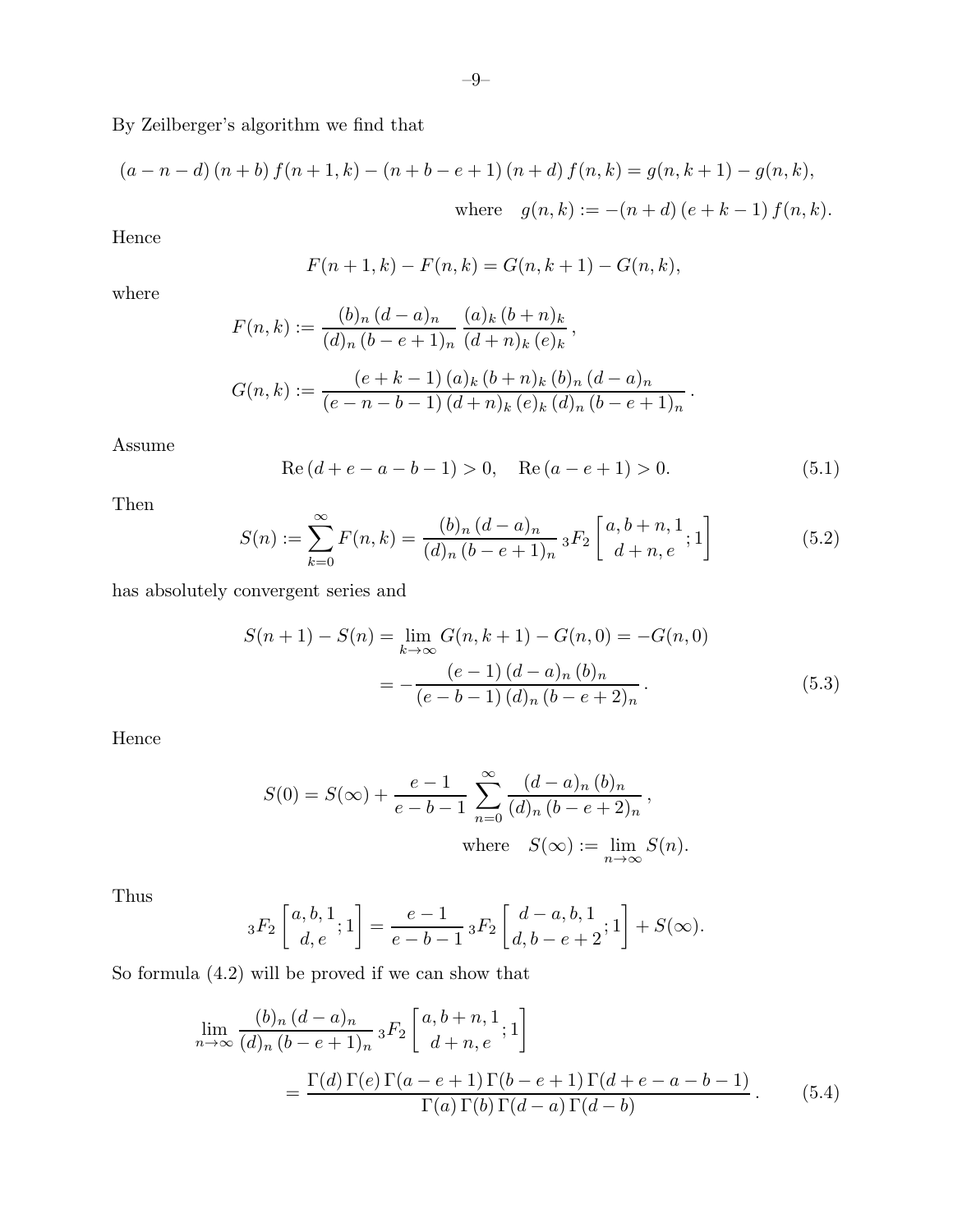By Zeilberger's algorithm we find that

$$(a-n-d)\,(n+b)\,f(n+1,k)-(n+b-e+1)\,(n+d)\,f(n,k)=g(n,k+1)-g(n,k),$$

$$\text{where} \quad g(n,k):=-(n+d)\,(e+k-1)\,f(n,k).$$

Hence

$$F(n+1,k)-F(n,k)=G(n,k+1)-G(n,k),$$

where

$$F(n,k):=\frac{(b)_n\,(d-a)_n}{(d)_n\,(b-e+1)_n}\,\frac{(a)_k\,(b+n)_k}{(d+n)_k\,(e)_k},$$

$$G(n,k):=\frac{(e+k-1)\,(a)_k\,(b+n)_k\,(b)_n\,(d-a)_n}{(e-n-b-1)\,(d+n)_k\,(e)_k\,(d)_n\,(b-e+1)_n}.$$

Assume

$$\mathrm{Re}\,(d+e-a-b-1)>0, \quad \mathrm{Re}\,(a-e+1)>0. \tag{5.1}$$

Then

$$S(n):=\sum_{k=0}^{\infty}F(n,k)=\frac{(b)_n\,(d-a)_n}{(d)_n\,(b-e+1)_n}\,{}_3F_2\left[\begin{matrix}a,b+n,1\\ d+n,e\end{matrix};1\right] \tag{5.2}$$

has absolutely convergent series and

$$\begin{aligned}S(n+1)-S(n)&=\lim_{k\to\infty}G(n,k+1)-G(n,0)=-G(n,0)\\ &=-\frac{(e-1)\,(d-a)_n\,(b)_n}{(e-b-1)\,(d)_n\,(b-e+2)_n}.\end{aligned} \tag{5.3}$$

Hence

$$S(0)=S(\infty)+\frac{e-1}{e-b-1}\sum_{n=0}^{\infty}\frac{(d-a)_n\,(b)_n}{(d)_n\,(b-e+2)_n},$$

$$\text{where} \quad S(\infty):=\lim_{n\to\infty}S(n).$$

Thus

$${}_3F_2\left[\begin{matrix}a,b,1\\ d,e\end{matrix};1\right]=\frac{e-1}{e-b-1}\,{}_3F_2\left[\begin{matrix}d-a,b,1\\ d,b-e+2\end{matrix};1\right]+S(\infty).$$

So formula (4.2) will be proved if we can show that

$$\begin{aligned}&\lim_{n\to\infty}\frac{(b)_n\,(d-a)_n}{(d)_n\,(b-e+1)_n}\,{}_3F_2\left[\begin{matrix}a,b+n,1\\ d+n,e\end{matrix};1\right]\\ &\qquad=\frac{\Gamma(d)\,\Gamma(e)\,\Gamma(a-e+1)\,\Gamma(b-e+1)\,\Gamma(d+e-a-b-1)}{\Gamma(a)\,\Gamma(b)\,\Gamma(d-a)\,\Gamma(d-b)}.\end{aligned} \tag{5.4}$$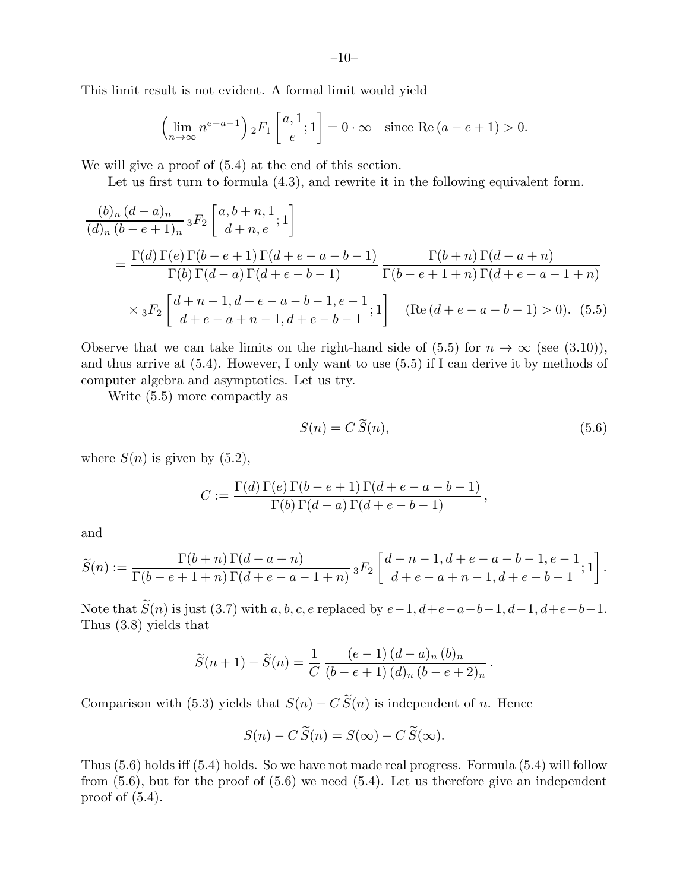This limit result is not evident. A formal limit would yield

$$\left(\lim_{n\to\infty} n^{e-a-1}\right) {}_2F_1\left[\begin{matrix} a, 1 \\ e \end{matrix}; 1\right] = 0 \cdot \infty \quad \text{since } \operatorname{Re}(a-e+1) > 0.$$

We will give a proof of (5.4) at the end of this section.

Let us first turn to formula (4.3), and rewrite it in the following equivalent form.

$$\begin{aligned}
&\frac{(b)_n\,(d-a)_n}{(d)_n\,(b-e+1)_n}\, {}_3F_2\left[\begin{matrix} a, b+n, 1 \\ d+n, e \end{matrix}; 1\right] \\
&\quad = \frac{\Gamma(d)\,\Gamma(e)\,\Gamma(b-e+1)\,\Gamma(d+e-a-b-1)}{\Gamma(b)\,\Gamma(d-a)\,\Gamma(d+e-b-1)} \frac{\Gamma(b+n)\,\Gamma(d-a+n)}{\Gamma(b-e+1+n)\,\Gamma(d+e-a-1+n)} \\
&\quad \times {}_3F_2\left[\begin{matrix} d+n-1, d+e-a-b-1, e-1 \\ d+e-a+n-1, d+e-b-1 \end{matrix}; 1\right] \quad (\operatorname{Re}(d+e-a-b-1) > 0). \quad (5.5)
\end{aligned}$$

Observe that we can take limits on the right-hand side of (5.5) for $n \to \infty$ (see (3.10)), and thus arrive at (5.4). However, I only want to use (5.5) if I can derive it by methods of computer algebra and asymptotics. Let us try.

Write (5.5) more compactly as

$$S(n) = C\,\widetilde{S}(n), \quad (5.6)$$

where $S(n)$ is given by (5.2),

$$C := \frac{\Gamma(d)\,\Gamma(e)\,\Gamma(b-e+1)\,\Gamma(d+e-a-b-1)}{\Gamma(b)\,\Gamma(d-a)\,\Gamma(d+e-b-1)},$$

and

$$\widetilde{S}(n) := \frac{\Gamma(b+n)\,\Gamma(d-a+n)}{\Gamma(b-e+1+n)\,\Gamma(d+e-a-1+n)}\, {}_3F_2\left[\begin{matrix} d+n-1, d+e-a-b-1, e-1 \\ d+e-a+n-1, d+e-b-1 \end{matrix}; 1\right].$$

Note that $\widetilde{S}(n)$ is just (3.7) with $a, b, c, e$ replaced by $e-1, d+e-a-b-1, d-1, d+e-b-1$. Thus (3.8) yields that

$$\widetilde{S}(n+1) - \widetilde{S}(n) = \frac{1}{C}\, \frac{(e-1)\,(d-a)_n\,(b)_n}{(b-e+1)\,(d)_n\,(b-e+2)_n}.$$

Comparison with (5.3) yields that $S(n) - C\,\widetilde{S}(n)$ is independent of $n$. Hence

$$S(n) - C\,\widetilde{S}(n) = S(\infty) - C\,\widetilde{S}(\infty).$$

Thus (5.6) holds iff (5.4) holds. So we have not made real progress. Formula (5.4) will follow from (5.6), but for the proof of (5.6) we need (5.4). Let us therefore give an independent proof of (5.4).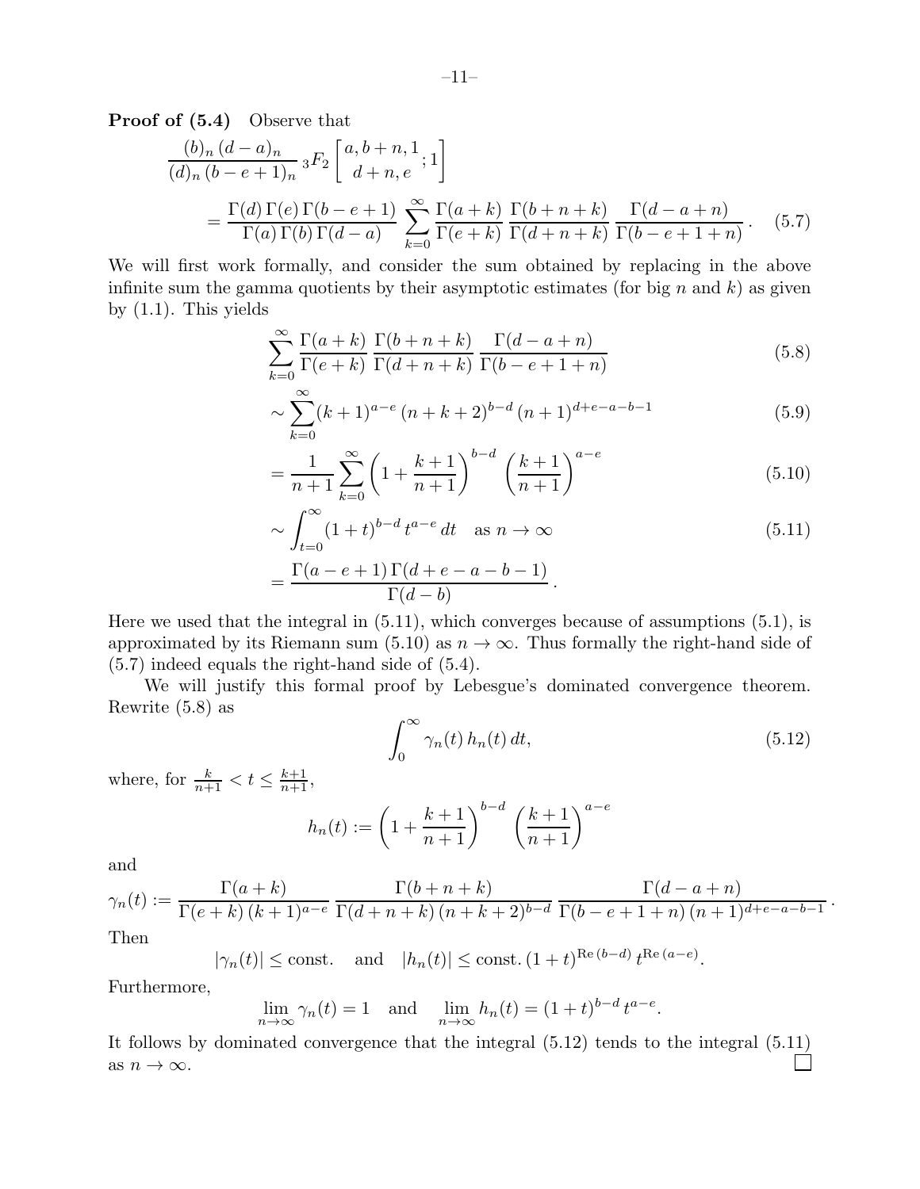**Proof of (5.4)** Observe that

$$\frac{(b)_n\,(d-a)_n}{(d)_n\,(b-e+1)_n}\,{}_3F_2\left[\begin{matrix}a,b+n,1\\ d+n,e\end{matrix};1\right]$$

$$=\frac{\Gamma(d)\,\Gamma(e)\,\Gamma(b-e+1)}{\Gamma(a)\,\Gamma(b)\,\Gamma(d-a)}\sum_{k=0}^{\infty}\frac{\Gamma(a+k)}{\Gamma(e+k)}\,\frac{\Gamma(b+n+k)}{\Gamma(d+n+k)}\,\frac{\Gamma(d-a+n)}{\Gamma(b-e+1+n)}\,. \tag{5.7}$$

We will first work formally, and consider the sum obtained by replacing in the above infinite sum the gamma quotients by their asymptotic estimates (for big $n$ and $k$) as given by (1.1). This yields

$$\sum_{k=0}^{\infty}\frac{\Gamma(a+k)}{\Gamma(e+k)}\,\frac{\Gamma(b+n+k)}{\Gamma(d+n+k)}\,\frac{\Gamma(d-a+n)}{\Gamma(b-e+1+n)} \tag{5.8}$$

$$\sim\sum_{k=0}^{\infty}(k+1)^{a-e}\,(n+k+2)^{b-d}\,(n+1)^{d+e-a-b-1} \tag{5.9}$$

$$=\frac{1}{n+1}\sum_{k=0}^{\infty}\left(1+\frac{k+1}{n+1}\right)^{b-d}\left(\frac{k+1}{n+1}\right)^{a-e} \tag{5.10}$$

$$\sim\int_{t=0}^{\infty}(1+t)^{b-d}\,t^{a-e}\,dt\quad\text{as } n\to\infty \tag{5.11}$$

$$=\frac{\Gamma(a-e+1)\,\Gamma(d+e-a-b-1)}{\Gamma(d-b)}\,.$$

Here we used that the integral in (5.11), which converges because of assumptions (5.1), is approximated by its Riemann sum (5.10) as $n\to\infty$. Thus formally the right-hand side of (5.7) indeed equals the right-hand side of (5.4).

We will justify this formal proof by Lebesgue's dominated convergence theorem. Rewrite (5.8) as

$$\int_0^{\infty}\gamma_n(t)\,h_n(t)\,dt, \tag{5.12}$$

where, for $\frac{k}{n+1}<t\le\frac{k+1}{n+1}$,

$$h_n(t):=\left(1+\frac{k+1}{n+1}\right)^{b-d}\left(\frac{k+1}{n+1}\right)^{a-e}$$

and

$$\gamma_n(t):=\frac{\Gamma(a+k)}{\Gamma(e+k)\,(k+1)^{a-e}}\,\frac{\Gamma(b+n+k)}{\Gamma(d+n+k)\,(n+k+2)^{b-d}}\,\frac{\Gamma(d-a+n)}{\Gamma(b-e+1+n)\,(n+1)^{d+e-a-b-1}}\,.$$

Then

$$|\gamma_n(t)|\le\text{const.}\quad\text{and}\quad|h_n(t)|\le\text{const.}\,(1+t)^{\operatorname{Re}(b-d)}\,t^{\operatorname{Re}(a-e)}.$$

Furthermore,

$$\lim_{n\to\infty}\gamma_n(t)=1\quad\text{and}\quad\lim_{n\to\infty}h_n(t)=(1+t)^{b-d}\,t^{a-e}.$$

It follows by dominated convergence that the integral (5.12) tends to the integral (5.11) as $n\to\infty$. □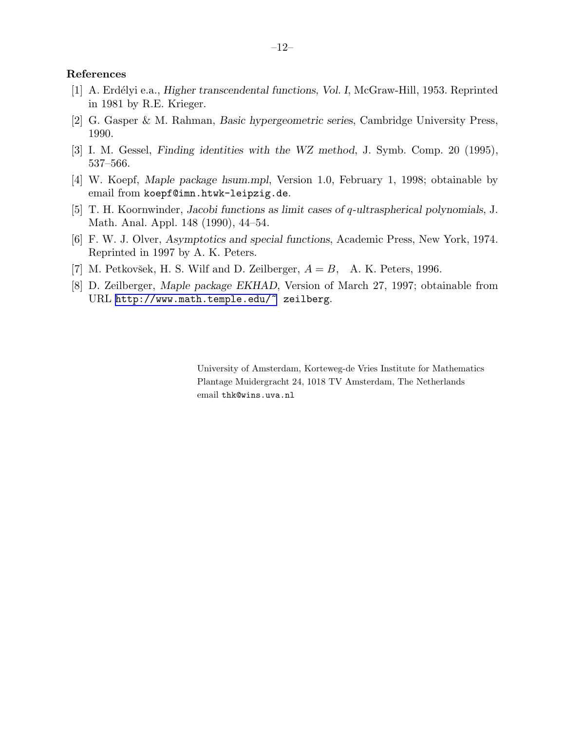## References

[1] A. Erdélyi e.a., *Higher transcendental functions, Vol. I*, McGraw-Hill, 1953. Reprinted in 1981 by R.E. Krieger.

[2] G. Gasper & M. Rahman, *Basic hypergeometric series*, Cambridge University Press, 1990.

[3] I. M. Gessel, *Finding identities with the WZ method*, J. Symb. Comp. 20 (1995), 537–566.

[4] W. Koepf, *Maple package hsum.mpl*, Version 1.0, February 1, 1998; obtainable by email from `koepf@imn.htwk-leipzig.de`.

[5] T. H. Koornwinder, *Jacobi functions as limit cases of $q$-ultraspherical polynomials*, J. Math. Anal. Appl. 148 (1990), 44–54.

[6] F. W. J. Olver, *Asymptotics and special functions*, Academic Press, New York, 1974. Reprinted in 1997 by A. K. Peters.

[7] M. Petkovšek, H. S. Wilf and D. Zeilberger, $A = B$, A. K. Peters, 1996.

[8] D. Zeilberger, *Maple package EKHAD*, Version of March 27, 1997; obtainable from URL `http://www.math.temple.edu/~ zeilberg`.

University of Amsterdam, Korteweg-de Vries Institute for Mathematics
Plantage Muidergracht 24, 1018 TV Amsterdam, The Netherlands
email `thk@wins.uva.nl`